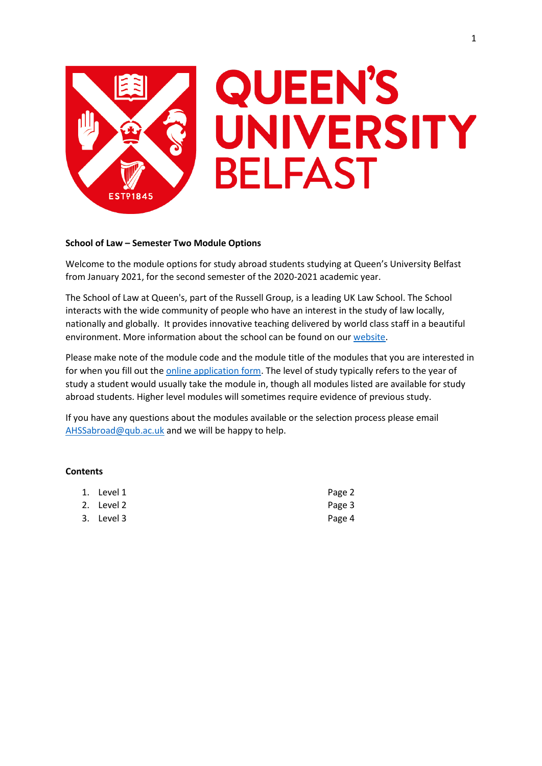**School of Law – Semester Two Module Options**

Welcome to the module options for study abroad students studying at Queen's University Belfast from January 2021, for the second semester of the 2020-2021 academic year.

The School of Law at Queen's, part of the Russell Group, is a leading UK Law School. The School interacts with the wide community of people who have an interest in the study of law locally, nationally and globally. It provides innovative teaching delivered by world class staff in a beautiful environment. More information about the school can be found on our website.

Please make note of the module code and the module title of the modules that you are interested in for when you fill out the online application form. The level of study typically refers to the year of study a student would usually take the module in, though all modules listed are available for study abroad students. Higher level modules will sometimes require evidence of previous study.

If you have any questions about the modules available or the selection process please email AHSSabroad@qub.ac.uk and we will be happy to help.

**Contents**

1. Level 1 — Page 2
2. Level 2 — Page 3
3. Level 3 — Page 4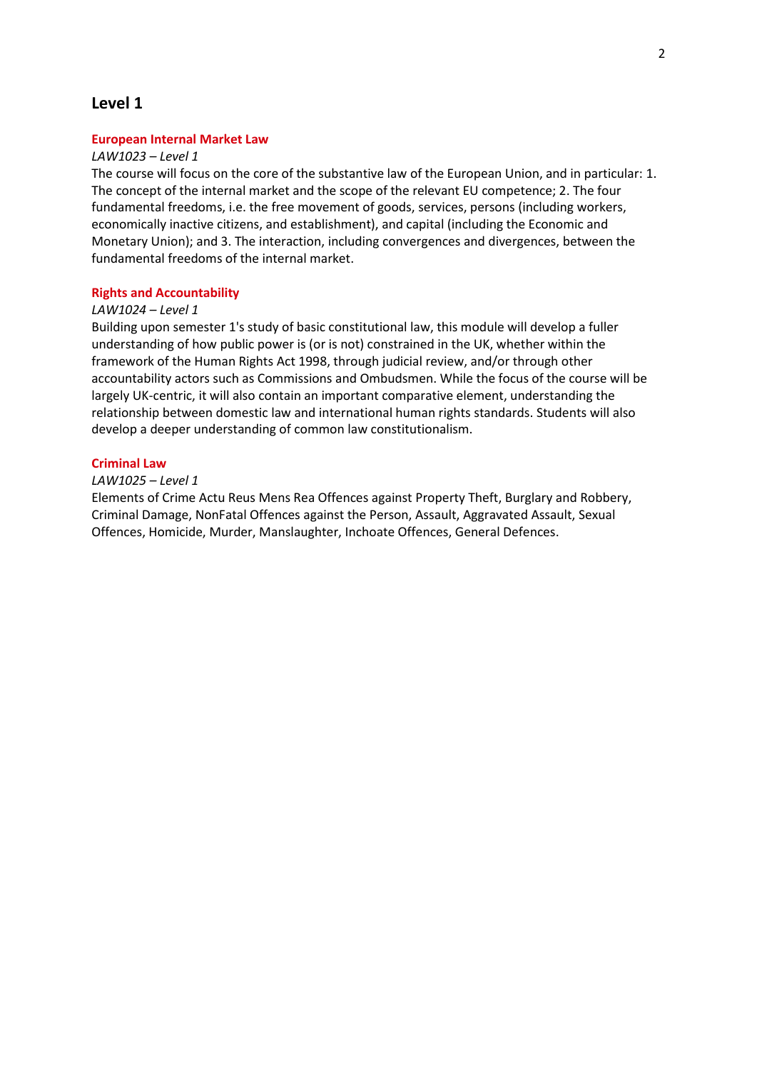## Level 1

### European Internal Market Law

*LAW1023 – Level 1*

The course will focus on the core of the substantive law of the European Union, and in particular: 1. The concept of the internal market and the scope of the relevant EU competence; 2. The four fundamental freedoms, i.e. the free movement of goods, services, persons (including workers, economically inactive citizens, and establishment), and capital (including the Economic and Monetary Union); and 3. The interaction, including convergences and divergences, between the fundamental freedoms of the internal market.

### Rights and Accountability

*LAW1024 – Level 1*

Building upon semester 1's study of basic constitutional law, this module will develop a fuller understanding of how public power is (or is not) constrained in the UK, whether within the framework of the Human Rights Act 1998, through judicial review, and/or through other accountability actors such as Commissions and Ombudsmen. While the focus of the course will be largely UK-centric, it will also contain an important comparative element, understanding the relationship between domestic law and international human rights standards. Students will also develop a deeper understanding of common law constitutionalism.

### Criminal Law

*LAW1025 – Level 1*

Elements of Crime Actu Reus Mens Rea Offences against Property Theft, Burglary and Robbery, Criminal Damage, NonFatal Offences against the Person, Assault, Aggravated Assault, Sexual Offences, Homicide, Murder, Manslaughter, Inchoate Offences, General Defences.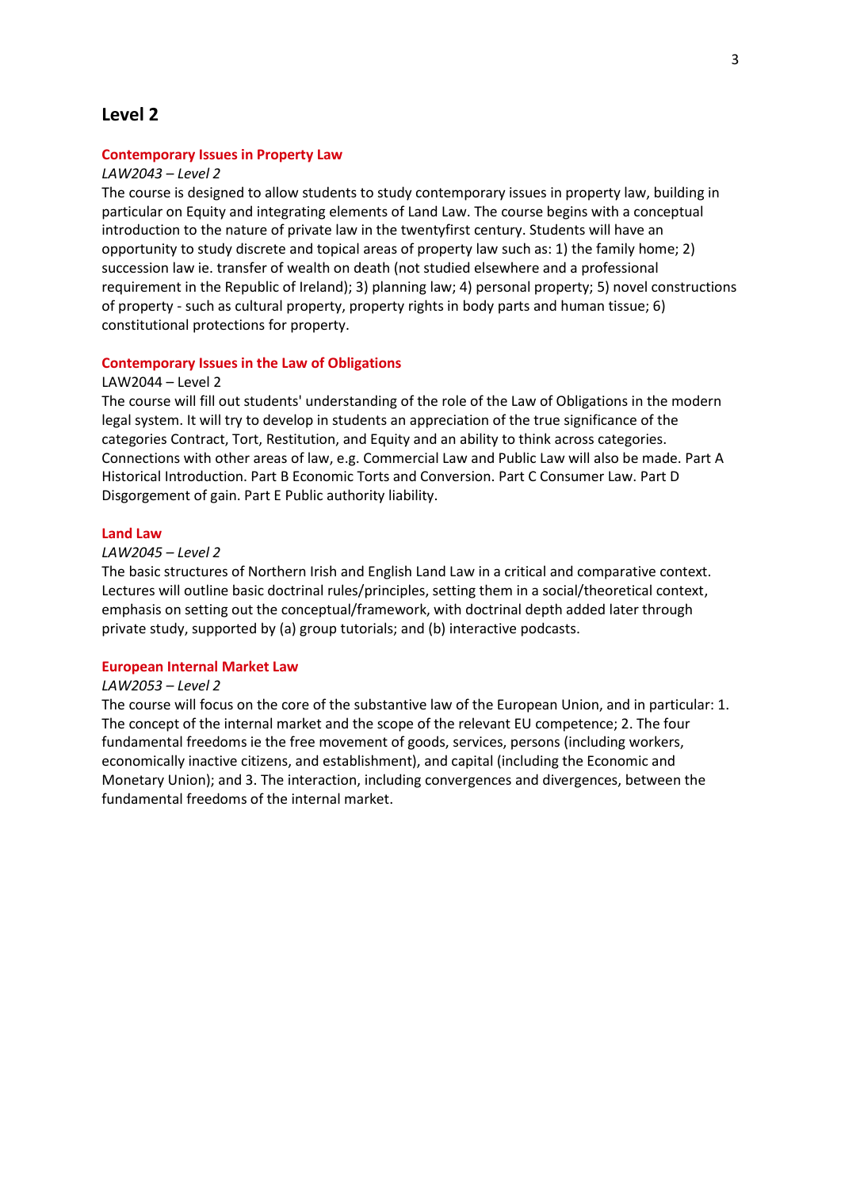## Level 2

### Contemporary Issues in Property Law

*LAW2043 – Level 2*

The course is designed to allow students to study contemporary issues in property law, building in particular on Equity and integrating elements of Land Law. The course begins with a conceptual introduction to the nature of private law in the twentyfirst century. Students will have an opportunity to study discrete and topical areas of property law such as: 1) the family home; 2) succession law ie. transfer of wealth on death (not studied elsewhere and a professional requirement in the Republic of Ireland); 3) planning law; 4) personal property; 5) novel constructions of property - such as cultural property, property rights in body parts and human tissue; 6) constitutional protections for property.

### Contemporary Issues in the Law of Obligations

LAW2044 – Level 2

The course will fill out students' understanding of the role of the Law of Obligations in the modern legal system. It will try to develop in students an appreciation of the true significance of the categories Contract, Tort, Restitution, and Equity and an ability to think across categories. Connections with other areas of law, e.g. Commercial Law and Public Law will also be made. Part A Historical Introduction. Part B Economic Torts and Conversion. Part C Consumer Law. Part D Disgorgement of gain. Part E Public authority liability.

### Land Law

*LAW2045 – Level 2*

The basic structures of Northern Irish and English Land Law in a critical and comparative context. Lectures will outline basic doctrinal rules/principles, setting them in a social/theoretical context, emphasis on setting out the conceptual/framework, with doctrinal depth added later through private study, supported by (a) group tutorials; and (b) interactive podcasts.

### European Internal Market Law

*LAW2053 – Level 2*

The course will focus on the core of the substantive law of the European Union, and in particular: 1. The concept of the internal market and the scope of the relevant EU competence; 2. The four fundamental freedoms ie the free movement of goods, services, persons (including workers, economically inactive citizens, and establishment), and capital (including the Economic and Monetary Union); and 3. The interaction, including convergences and divergences, between the fundamental freedoms of the internal market.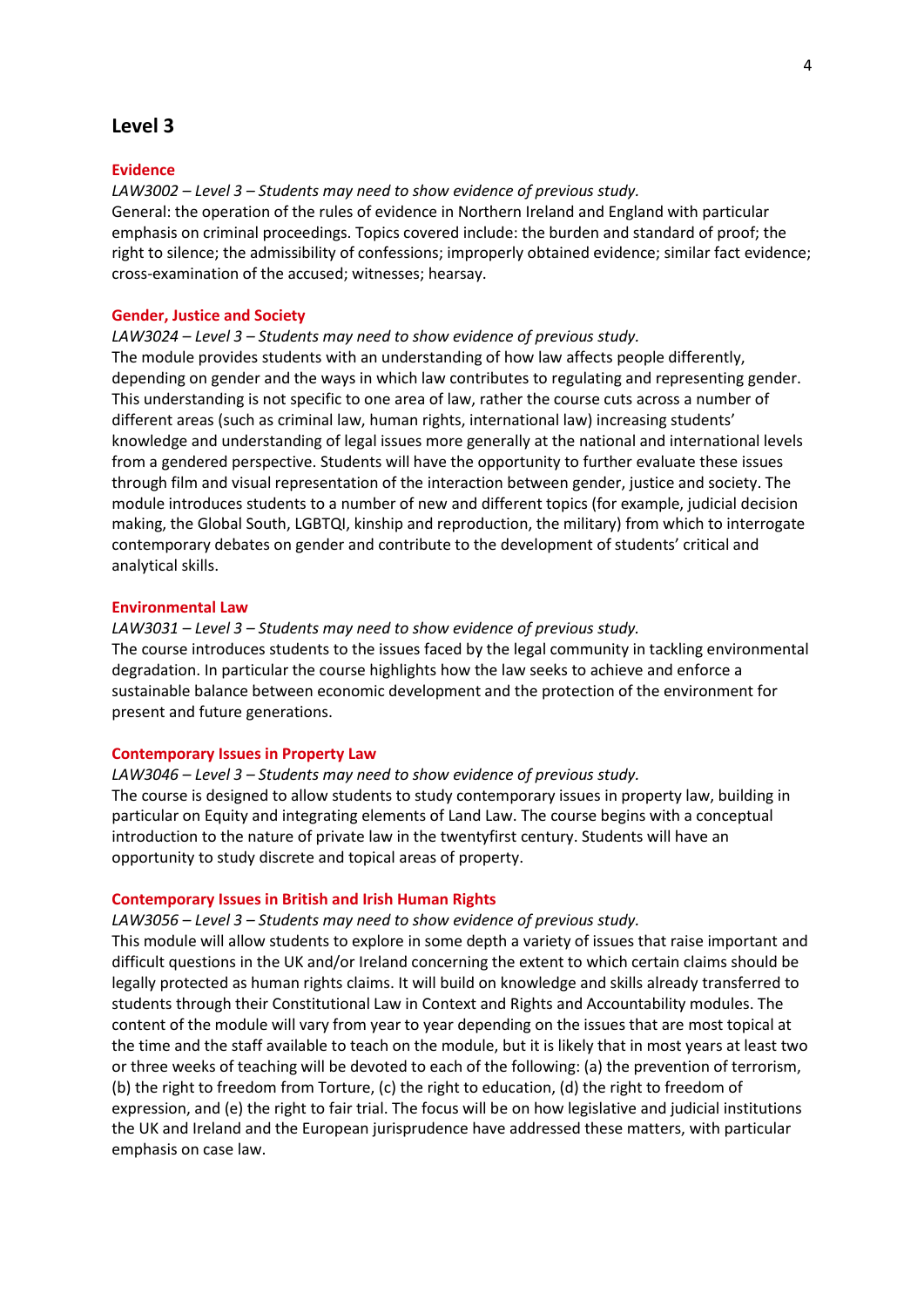## Level 3

### Evidence

*LAW3002 – Level 3 – Students may need to show evidence of previous study.*

General: the operation of the rules of evidence in Northern Ireland and England with particular emphasis on criminal proceedings. Topics covered include: the burden and standard of proof; the right to silence; the admissibility of confessions; improperly obtained evidence; similar fact evidence; cross-examination of the accused; witnesses; hearsay.

### Gender, Justice and Society

*LAW3024 – Level 3 – Students may need to show evidence of previous study.*

The module provides students with an understanding of how law affects people differently, depending on gender and the ways in which law contributes to regulating and representing gender. This understanding is not specific to one area of law, rather the course cuts across a number of different areas (such as criminal law, human rights, international law) increasing students' knowledge and understanding of legal issues more generally at the national and international levels from a gendered perspective. Students will have the opportunity to further evaluate these issues through film and visual representation of the interaction between gender, justice and society. The module introduces students to a number of new and different topics (for example, judicial decision making, the Global South, LGBTQI, kinship and reproduction, the military) from which to interrogate contemporary debates on gender and contribute to the development of students' critical and analytical skills.

### Environmental Law

*LAW3031 – Level 3 – Students may need to show evidence of previous study.*

The course introduces students to the issues faced by the legal community in tackling environmental degradation. In particular the course highlights how the law seeks to achieve and enforce a sustainable balance between economic development and the protection of the environment for present and future generations.

### Contemporary Issues in Property Law

*LAW3046 – Level 3 – Students may need to show evidence of previous study.*

The course is designed to allow students to study contemporary issues in property law, building in particular on Equity and integrating elements of Land Law. The course begins with a conceptual introduction to the nature of private law in the twentyfirst century. Students will have an opportunity to study discrete and topical areas of property.

### Contemporary Issues in British and Irish Human Rights

*LAW3056 – Level 3 – Students may need to show evidence of previous study.*

This module will allow students to explore in some depth a variety of issues that raise important and difficult questions in the UK and/or Ireland concerning the extent to which certain claims should be legally protected as human rights claims. It will build on knowledge and skills already transferred to students through their Constitutional Law in Context and Rights and Accountability modules. The content of the module will vary from year to year depending on the issues that are most topical at the time and the staff available to teach on the module, but it is likely that in most years at least two or three weeks of teaching will be devoted to each of the following: (a) the prevention of terrorism, (b) the right to freedom from Torture, (c) the right to education, (d) the right to freedom of expression, and (e) the right to fair trial. The focus will be on how legislative and judicial institutions the UK and Ireland and the European jurisprudence have addressed these matters, with particular emphasis on case law.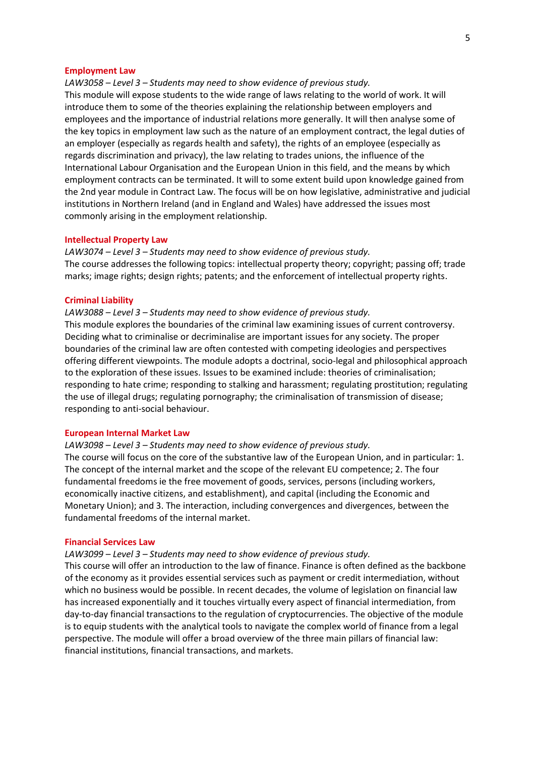### Employment Law

*LAW3058 – Level 3 – Students may need to show evidence of previous study.*

This module will expose students to the wide range of laws relating to the world of work. It will introduce them to some of the theories explaining the relationship between employers and employees and the importance of industrial relations more generally. It will then analyse some of the key topics in employment law such as the nature of an employment contract, the legal duties of an employer (especially as regards health and safety), the rights of an employee (especially as regards discrimination and privacy), the law relating to trades unions, the influence of the International Labour Organisation and the European Union in this field, and the means by which employment contracts can be terminated. It will to some extent build upon knowledge gained from the 2nd year module in Contract Law. The focus will be on how legislative, administrative and judicial institutions in Northern Ireland (and in England and Wales) have addressed the issues most commonly arising in the employment relationship.

### Intellectual Property Law

*LAW3074 – Level 3 – Students may need to show evidence of previous study.*

The course addresses the following topics: intellectual property theory; copyright; passing off; trade marks; image rights; design rights; patents; and the enforcement of intellectual property rights.

### Criminal Liability

*LAW3088 – Level 3 – Students may need to show evidence of previous study.*

This module explores the boundaries of the criminal law examining issues of current controversy. Deciding what to criminalise or decriminalise are important issues for any society. The proper boundaries of the criminal law are often contested with competing ideologies and perspectives offering different viewpoints. The module adopts a doctrinal, socio-legal and philosophical approach to the exploration of these issues. Issues to be examined include: theories of criminalisation; responding to hate crime; responding to stalking and harassment; regulating prostitution; regulating the use of illegal drugs; regulating pornography; the criminalisation of transmission of disease; responding to anti-social behaviour.

### European Internal Market Law

*LAW3098 – Level 3 – Students may need to show evidence of previous study.*

The course will focus on the core of the substantive law of the European Union, and in particular: 1. The concept of the internal market and the scope of the relevant EU competence; 2. The four fundamental freedoms ie the free movement of goods, services, persons (including workers, economically inactive citizens, and establishment), and capital (including the Economic and Monetary Union); and 3. The interaction, including convergences and divergences, between the fundamental freedoms of the internal market.

### Financial Services Law

*LAW3099 – Level 3 – Students may need to show evidence of previous study.*

This course will offer an introduction to the law of finance. Finance is often defined as the backbone of the economy as it provides essential services such as payment or credit intermediation, without which no business would be possible. In recent decades, the volume of legislation on financial law has increased exponentially and it touches virtually every aspect of financial intermediation, from day-to-day financial transactions to the regulation of cryptocurrencies. The objective of the module is to equip students with the analytical tools to navigate the complex world of finance from a legal perspective. The module will offer a broad overview of the three main pillars of financial law: financial institutions, financial transactions, and markets.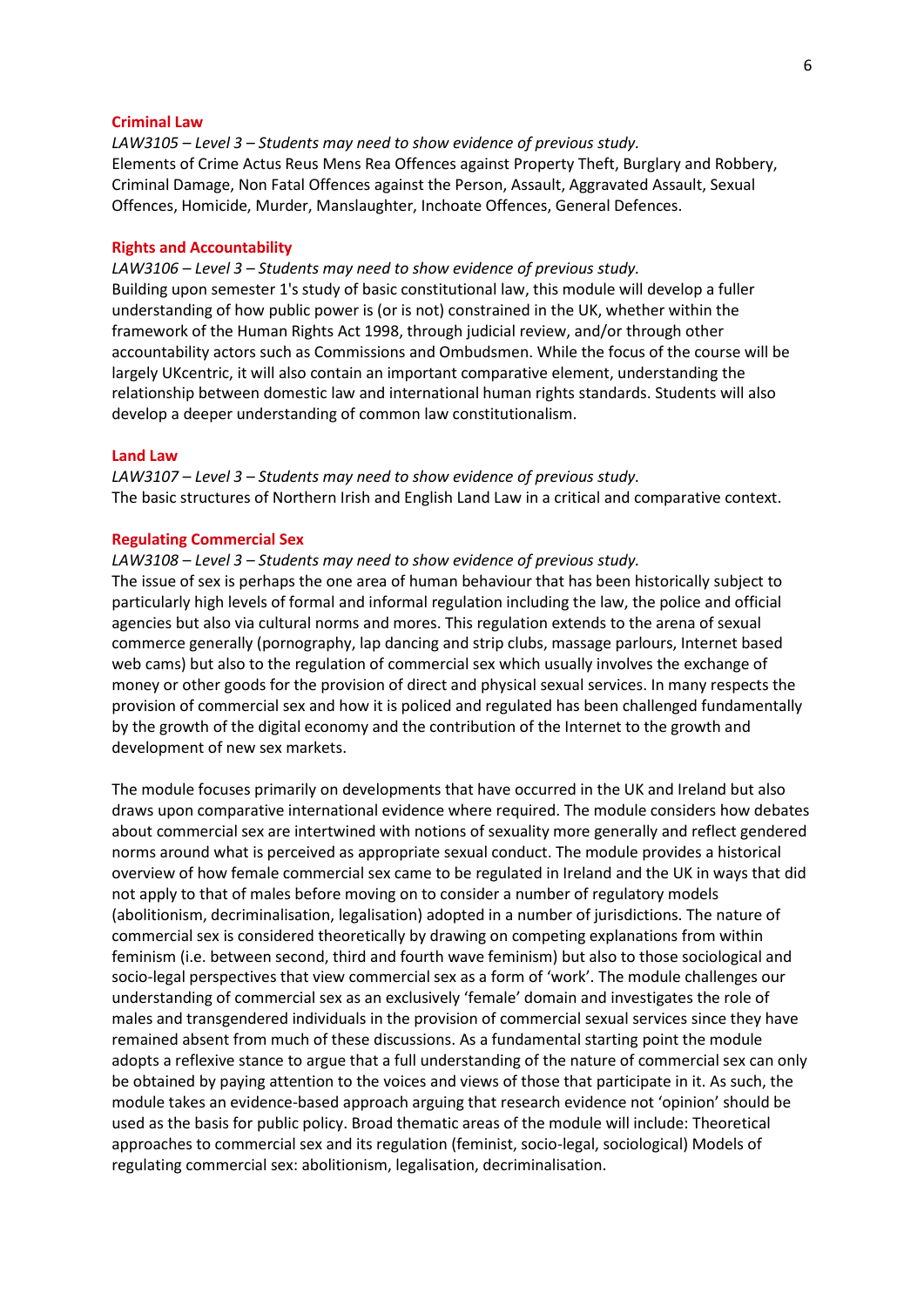### Criminal Law

*LAW3105 – Level 3 – Students may need to show evidence of previous study.*
Elements of Crime Actus Reus Mens Rea Offences against Property Theft, Burglary and Robbery, Criminal Damage, Non Fatal Offences against the Person, Assault, Aggravated Assault, Sexual Offences, Homicide, Murder, Manslaughter, Inchoate Offences, General Defences.

### Rights and Accountability

*LAW3106 – Level 3 – Students may need to show evidence of previous study.*
Building upon semester 1's study of basic constitutional law, this module will develop a fuller understanding of how public power is (or is not) constrained in the UK, whether within the framework of the Human Rights Act 1998, through judicial review, and/or through other accountability actors such as Commissions and Ombudsmen. While the focus of the course will be largely UKcentric, it will also contain an important comparative element, understanding the relationship between domestic law and international human rights standards. Students will also develop a deeper understanding of common law constitutionalism.

### Land Law

*LAW3107 – Level 3 – Students may need to show evidence of previous study.*
The basic structures of Northern Irish and English Land Law in a critical and comparative context.

### Regulating Commercial Sex

*LAW3108 – Level 3 – Students may need to show evidence of previous study.*
The issue of sex is perhaps the one area of human behaviour that has been historically subject to particularly high levels of formal and informal regulation including the law, the police and official agencies but also via cultural norms and mores. This regulation extends to the arena of sexual commerce generally (pornography, lap dancing and strip clubs, massage parlours, Internet based web cams) but also to the regulation of commercial sex which usually involves the exchange of money or other goods for the provision of direct and physical sexual services. In many respects the provision of commercial sex and how it is policed and regulated has been challenged fundamentally by the growth of the digital economy and the contribution of the Internet to the growth and development of new sex markets.

The module focuses primarily on developments that have occurred in the UK and Ireland but also draws upon comparative international evidence where required. The module considers how debates about commercial sex are intertwined with notions of sexuality more generally and reflect gendered norms around what is perceived as appropriate sexual conduct. The module provides a historical overview of how female commercial sex came to be regulated in Ireland and the UK in ways that did not apply to that of males before moving on to consider a number of regulatory models (abolitionism, decriminalisation, legalisation) adopted in a number of jurisdictions. The nature of commercial sex is considered theoretically by drawing on competing explanations from within feminism (i.e. between second, third and fourth wave feminism) but also to those sociological and socio-legal perspectives that view commercial sex as a form of 'work'. The module challenges our understanding of commercial sex as an exclusively 'female' domain and investigates the role of males and transgendered individuals in the provision of commercial sexual services since they have remained absent from much of these discussions. As a fundamental starting point the module adopts a reflexive stance to argue that a full understanding of the nature of commercial sex can only be obtained by paying attention to the voices and views of those that participate in it. As such, the module takes an evidence-based approach arguing that research evidence not 'opinion' should be used as the basis for public policy. Broad thematic areas of the module will include: Theoretical approaches to commercial sex and its regulation (feminist, socio-legal, sociological) Models of regulating commercial sex: abolitionism, legalisation, decriminalisation.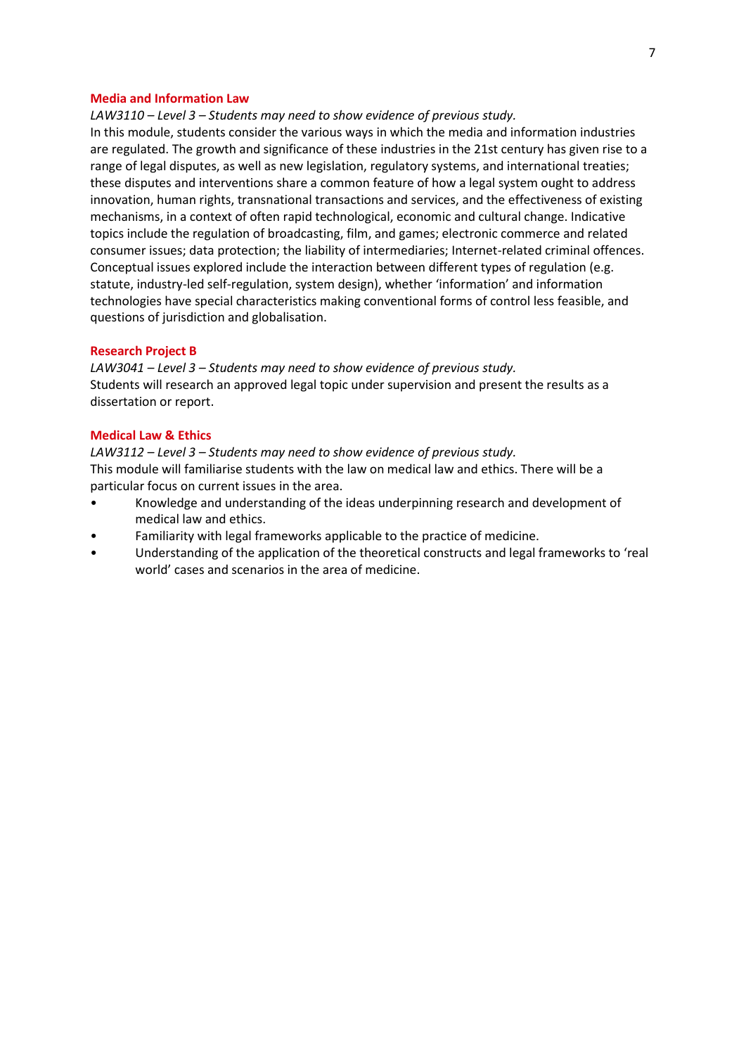### Media and Information Law

*LAW3110 – Level 3 – Students may need to show evidence of previous study.*

In this module, students consider the various ways in which the media and information industries are regulated. The growth and significance of these industries in the 21st century has given rise to a range of legal disputes, as well as new legislation, regulatory systems, and international treaties; these disputes and interventions share a common feature of how a legal system ought to address innovation, human rights, transnational transactions and services, and the effectiveness of existing mechanisms, in a context of often rapid technological, economic and cultural change. Indicative topics include the regulation of broadcasting, film, and games; electronic commerce and related consumer issues; data protection; the liability of intermediaries; Internet-related criminal offences. Conceptual issues explored include the interaction between different types of regulation (e.g. statute, industry-led self-regulation, system design), whether 'information' and information technologies have special characteristics making conventional forms of control less feasible, and questions of jurisdiction and globalisation.

### Research Project B

*LAW3041 – Level 3 – Students may need to show evidence of previous study.*

Students will research an approved legal topic under supervision and present the results as a dissertation or report.

### Medical Law & Ethics

*LAW3112 – Level 3 – Students may need to show evidence of previous study.*

This module will familiarise students with the law on medical law and ethics. There will be a particular focus on current issues in the area.

- Knowledge and understanding of the ideas underpinning research and development of medical law and ethics.
- Familiarity with legal frameworks applicable to the practice of medicine.
- Understanding of the application of the theoretical constructs and legal frameworks to 'real world' cases and scenarios in the area of medicine.